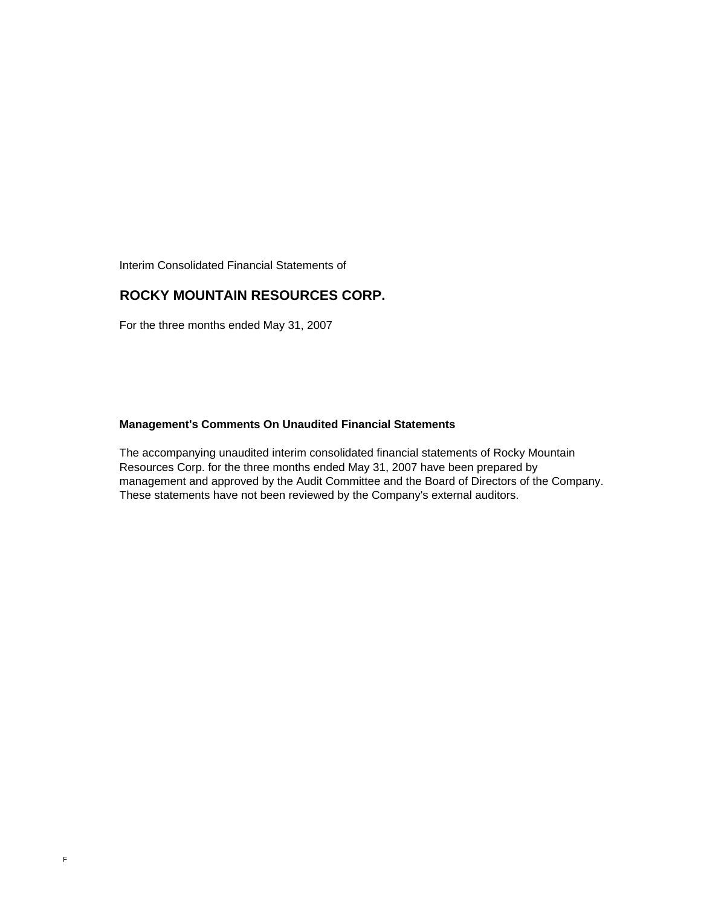Interim Consolidated Financial Statements of

# ROCKY MOUNTAIN RESOURCES CORP.

For the three months ended May 31, 2007

**Management's Comments On Unaudited Financial Statements**

The accompanying unaudited interim consolidated financial statements of Rocky Mountain Resources Corp. for the three months ended May 31, 2007 have been prepared by management and approved by the Audit Committee and the Board of Directors of the Company. These statements have not been reviewed by the Company's external auditors.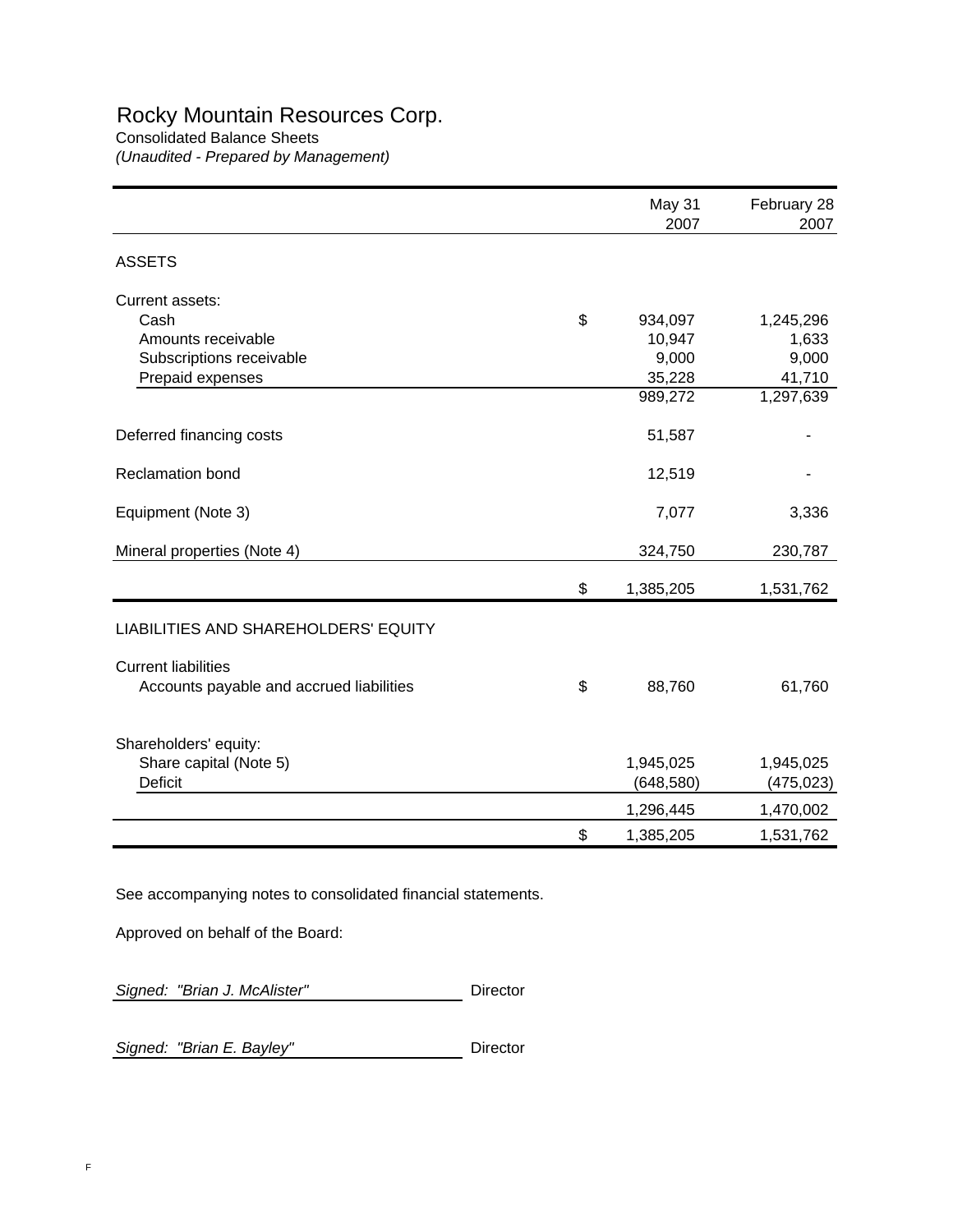# Rocky Mountain Resources Corp.

Consolidated Balance Sheets

*(Unaudited - Prepared by Management)*

| | | May 31 2007 | February 28 2007 |
|---|---|---|---|
| ASSETS | | | |
| Current assets: | | | |
| Cash | $ | 934,097 | 1,245,296 |
| Amounts receivable | | 10,947 | 1,633 |
| Subscriptions receivable | | 9,000 | 9,000 |
| Prepaid expenses | | 35,228 | 41,710 |
| | | 989,272 | 1,297,639 |
| Deferred financing costs | | 51,587 | - |
| Reclamation bond | | 12,519 | - |
| Equipment (Note 3) | | 7,077 | 3,336 |
| Mineral properties (Note 4) | | 324,750 | 230,787 |
| | $ | 1,385,205 | 1,531,762 |
| LIABILITIES AND SHAREHOLDERS' EQUITY | | | |
| Current liabilities | | | |
| Accounts payable and accrued liabilities | $ | 88,760 | 61,760 |
| Shareholders' equity: | | | |
| Share capital (Note 5) | | 1,945,025 | 1,945,025 |
| Deficit | | (648,580) | (475,023) |
| | | 1,296,445 | 1,470,002 |
| | $ | 1,385,205 | 1,531,762 |

See accompanying notes to consolidated financial statements.

Approved on behalf of the Board:

*Signed: "Brian J. McAlister"* Director

*Signed: "Brian E. Bayley"* Director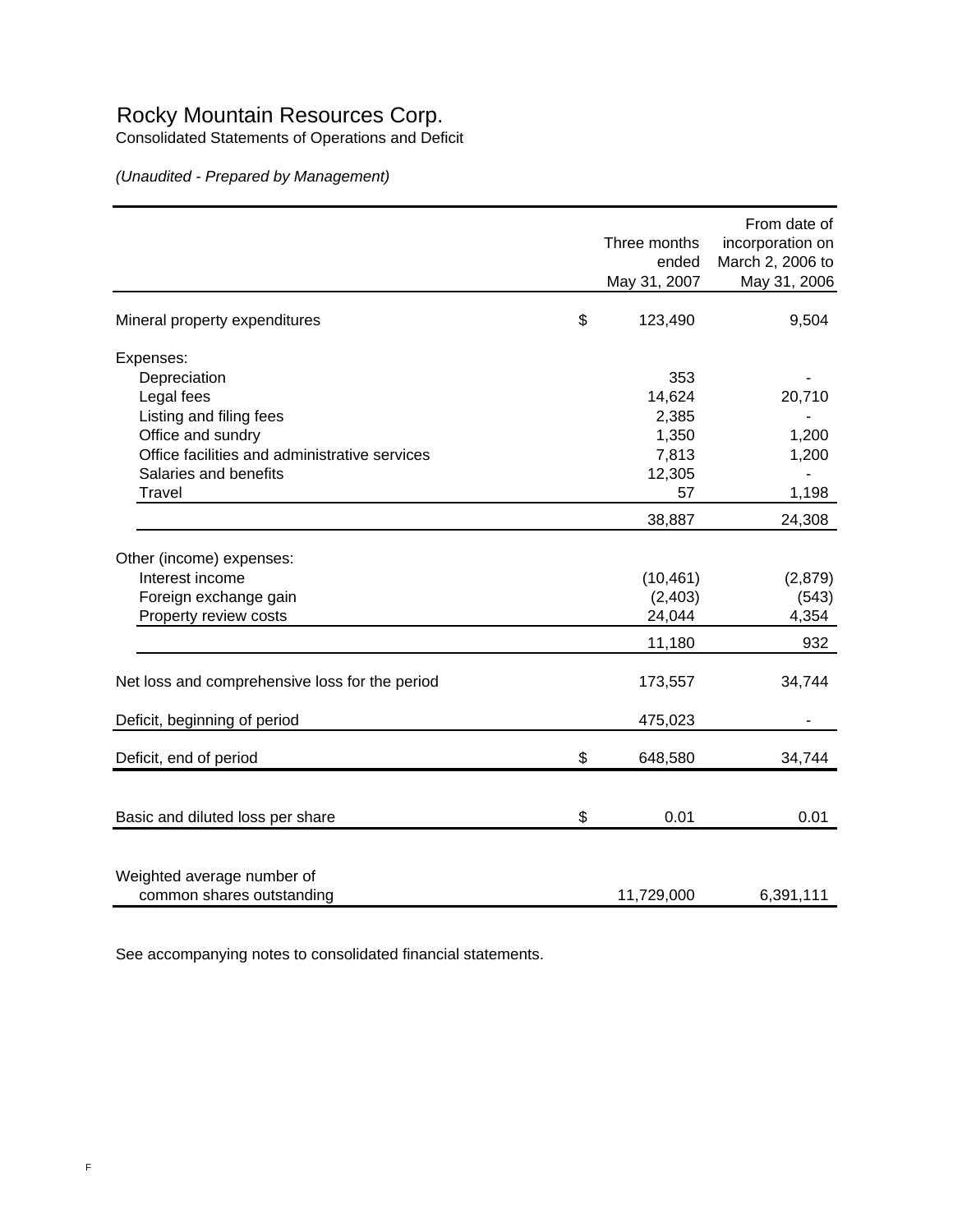# Rocky Mountain Resources Corp.

Consolidated Statements of Operations and Deficit

*(Unaudited - Prepared by Management)*

| | | Three months ended May 31, 2007 | From date of incorporation on March 2, 2006 to May 31, 2006 |
|---|---|---|---|
| Mineral property expenditures | $ | 123,490 | 9,504 |
| Expenses: | | | |
| Depreciation | | 353 | - |
| Legal fees | | 14,624 | 20,710 |
| Listing and filing fees | | 2,385 | - |
| Office and sundry | | 1,350 | 1,200 |
| Office facilities and administrative services | | 7,813 | 1,200 |
| Salaries and benefits | | 12,305 | - |
| Travel | | 57 | 1,198 |
| | | 38,887 | 24,308 |
| Other (income) expenses: | | | |
| Interest income | | (10,461) | (2,879) |
| Foreign exchange gain | | (2,403) | (543) |
| Property review costs | | 24,044 | 4,354 |
| | | 11,180 | 932 |
| Net loss and comprehensive loss for the period | | 173,557 | 34,744 |
| Deficit, beginning of period | | 475,023 | - |
| Deficit, end of period | $ | 648,580 | 34,744 |
| Basic and diluted loss per share | $ | 0.01 | 0.01 |
| Weighted average number of common shares outstanding | | 11,729,000 | 6,391,111 |

See accompanying notes to consolidated financial statements.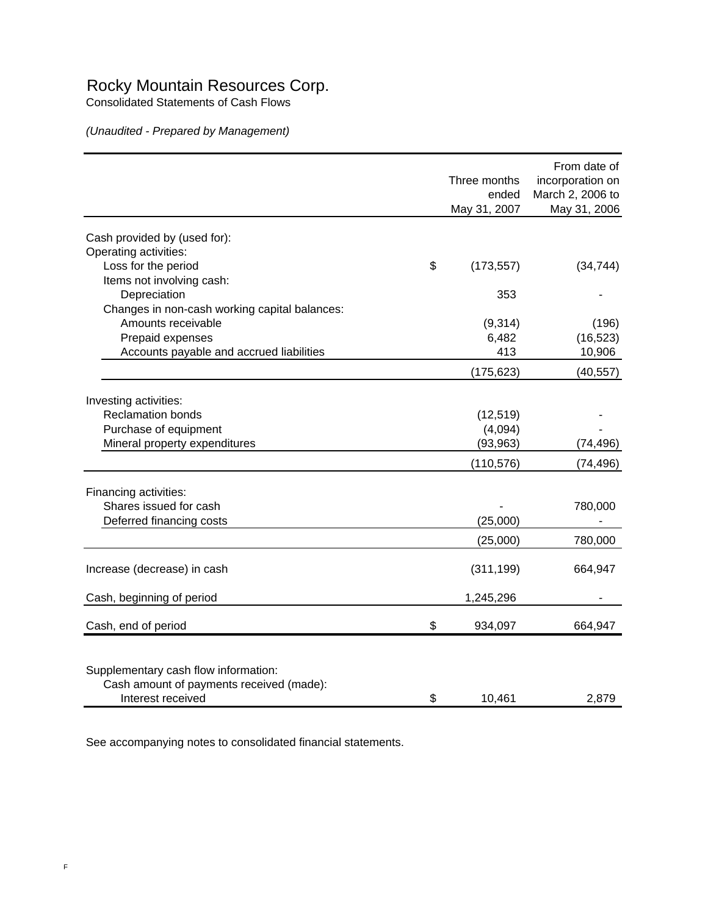# Rocky Mountain Resources Corp.

Consolidated Statements of Cash Flows

*(Unaudited - Prepared by Management)*

| | Three months ended May 31, 2007 | From date of incorporation on March 2, 2006 to May 31, 2006 |
|---|---|---|
| Cash provided by (used for): | | |
| Operating activities: | | |
| Loss for the period | $ (173,557) | (34,744) |
| Items not involving cash: | | |
| Depreciation | 353 | - |
| Changes in non-cash working capital balances: | | |
| Amounts receivable | (9,314) | (196) |
| Prepaid expenses | 6,482 | (16,523) |
| Accounts payable and accrued liabilities | 413 | 10,906 |
| | (175,623) | (40,557) |
| Investing activities: | | |
| Reclamation bonds | (12,519) | - |
| Purchase of equipment | (4,094) | - |
| Mineral property expenditures | (93,963) | (74,496) |
| | (110,576) | (74,496) |
| Financing activities: | | |
| Shares issued for cash | - | 780,000 |
| Deferred financing costs | (25,000) | - |
| | (25,000) | 780,000 |
| Increase (decrease) in cash | (311,199) | 664,947 |
| Cash, beginning of period | 1,245,296 | - |
| Cash, end of period | $ 934,097 | 664,947 |
| Supplementary cash flow information: | | |
| Cash amount of payments received (made): | | |
| Interest received | $ 10,461 | 2,879 |

See accompanying notes to consolidated financial statements.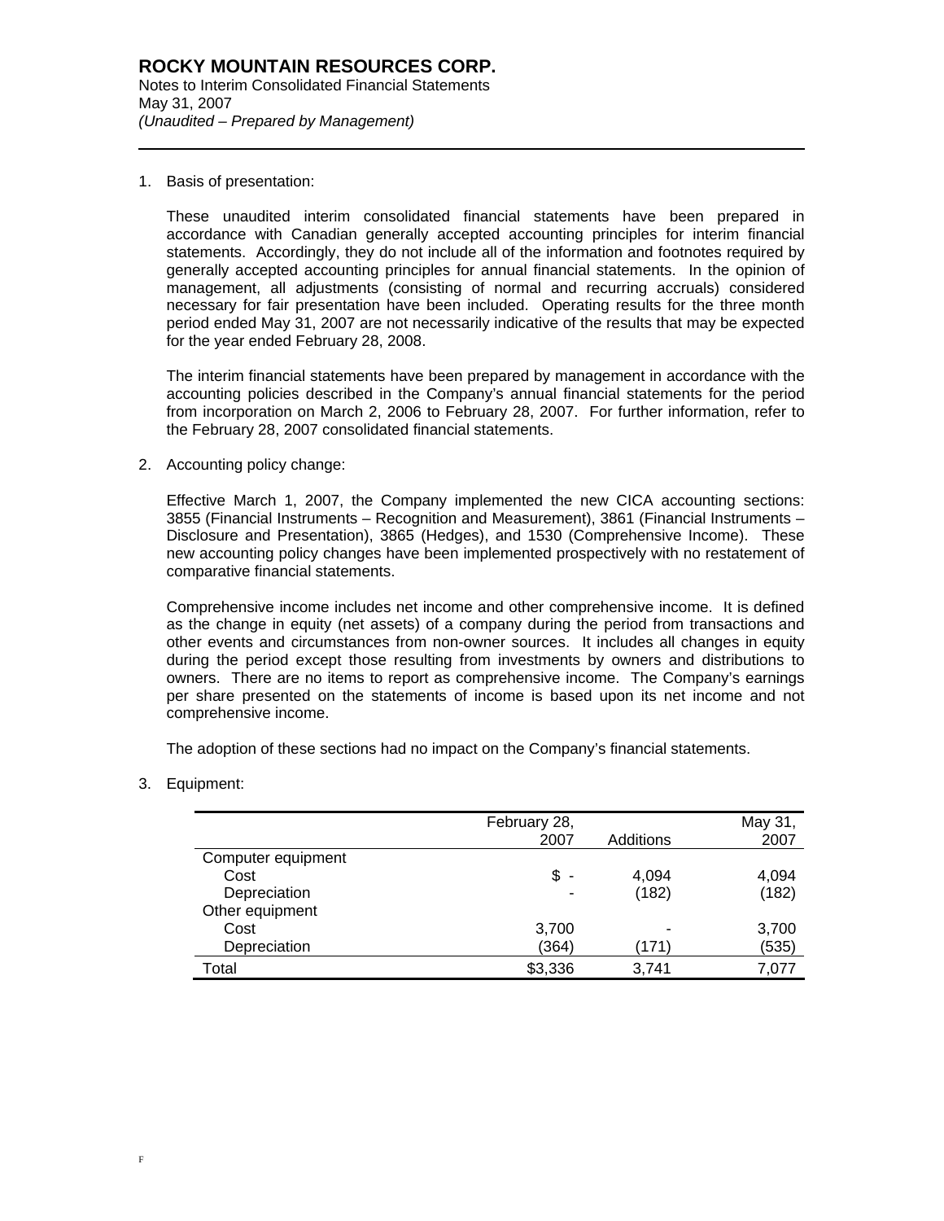**ROCKY MOUNTAIN RESOURCES CORP.**
Notes to Interim Consolidated Financial Statements
May 31, 2007
*(Unaudited – Prepared by Management)*

1. Basis of presentation:

   These unaudited interim consolidated financial statements have been prepared in accordance with Canadian generally accepted accounting principles for interim financial statements. Accordingly, they do not include all of the information and footnotes required by generally accepted accounting principles for annual financial statements. In the opinion of management, all adjustments (consisting of normal and recurring accruals) considered necessary for fair presentation have been included. Operating results for the three month period ended May 31, 2007 are not necessarily indicative of the results that may be expected for the year ended February 28, 2008.

   The interim financial statements have been prepared by management in accordance with the accounting policies described in the Company's annual financial statements for the period from incorporation on March 2, 2006 to February 28, 2007. For further information, refer to the February 28, 2007 consolidated financial statements.

2. Accounting policy change:

   Effective March 1, 2007, the Company implemented the new CICA accounting sections: 3855 (Financial Instruments – Recognition and Measurement), 3861 (Financial Instruments – Disclosure and Presentation), 3865 (Hedges), and 1530 (Comprehensive Income). These new accounting policy changes have been implemented prospectively with no restatement of comparative financial statements.

   Comprehensive income includes net income and other comprehensive income. It is defined as the change in equity (net assets) of a company during the period from transactions and other events and circumstances from non-owner sources. It includes all changes in equity during the period except those resulting from investments by owners and distributions to owners. There are no items to report as comprehensive income. The Company's earnings per share presented on the statements of income is based upon its net income and not comprehensive income.

   The adoption of these sections had no impact on the Company's financial statements.

3. Equipment:

| | February 28, 2007 | Additions | May 31, 2007 |
|---|---|---|---|
| Computer equipment | | | |
| Cost | $ - | 4,094 | 4,094 |
| Depreciation | - | (182) | (182) |
| Other equipment | | | |
| Cost | 3,700 | - | 3,700 |
| Depreciation | (364) | (171) | (535) |
| Total | $3,336 | 3,741 | 7,077 |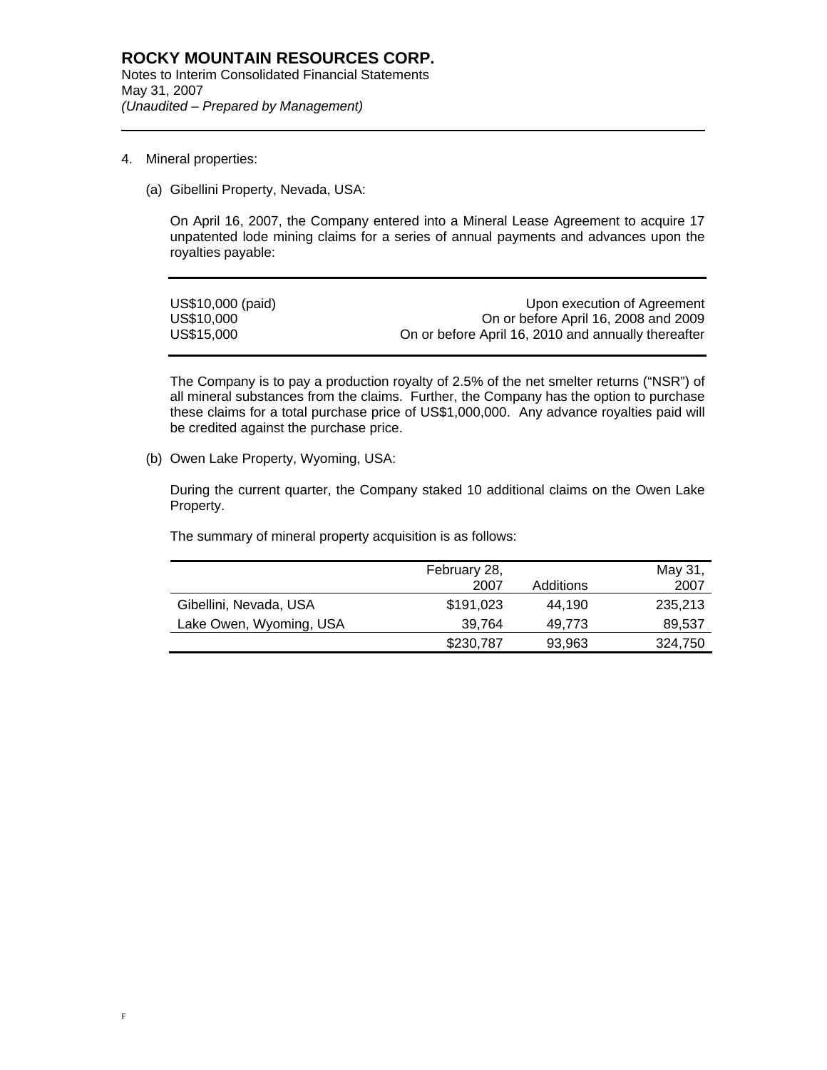4. Mineral properties:

   (a) Gibellini Property, Nevada, USA:

   On April 16, 2007, the Company entered into a Mineral Lease Agreement to acquire 17 unpatented lode mining claims for a series of annual payments and advances upon the royalties payable:

| | |
|---|---|
| US$10,000 (paid) | Upon execution of Agreement |
| US$10,000 | On or before April 16, 2008 and 2009 |
| US$15,000 | On or before April 16, 2010 and annually thereafter |

   The Company is to pay a production royalty of 2.5% of the net smelter returns ("NSR") of all mineral substances from the claims. Further, the Company has the option to purchase these claims for a total purchase price of US$1,000,000. Any advance royalties paid will be credited against the purchase price.

   (b) Owen Lake Property, Wyoming, USA:

   During the current quarter, the Company staked 10 additional claims on the Owen Lake Property.

   The summary of mineral property acquisition is as follows:

| | February 28, 2007 | Additions | May 31, 2007 |
|---|---|---|---|
| Gibellini, Nevada, USA | $191,023 | 44,190 | 235,213 |
| Lake Owen, Wyoming, USA | 39,764 | 49,773 | 89,537 |
| | $230,787 | 93,963 | 324,750 |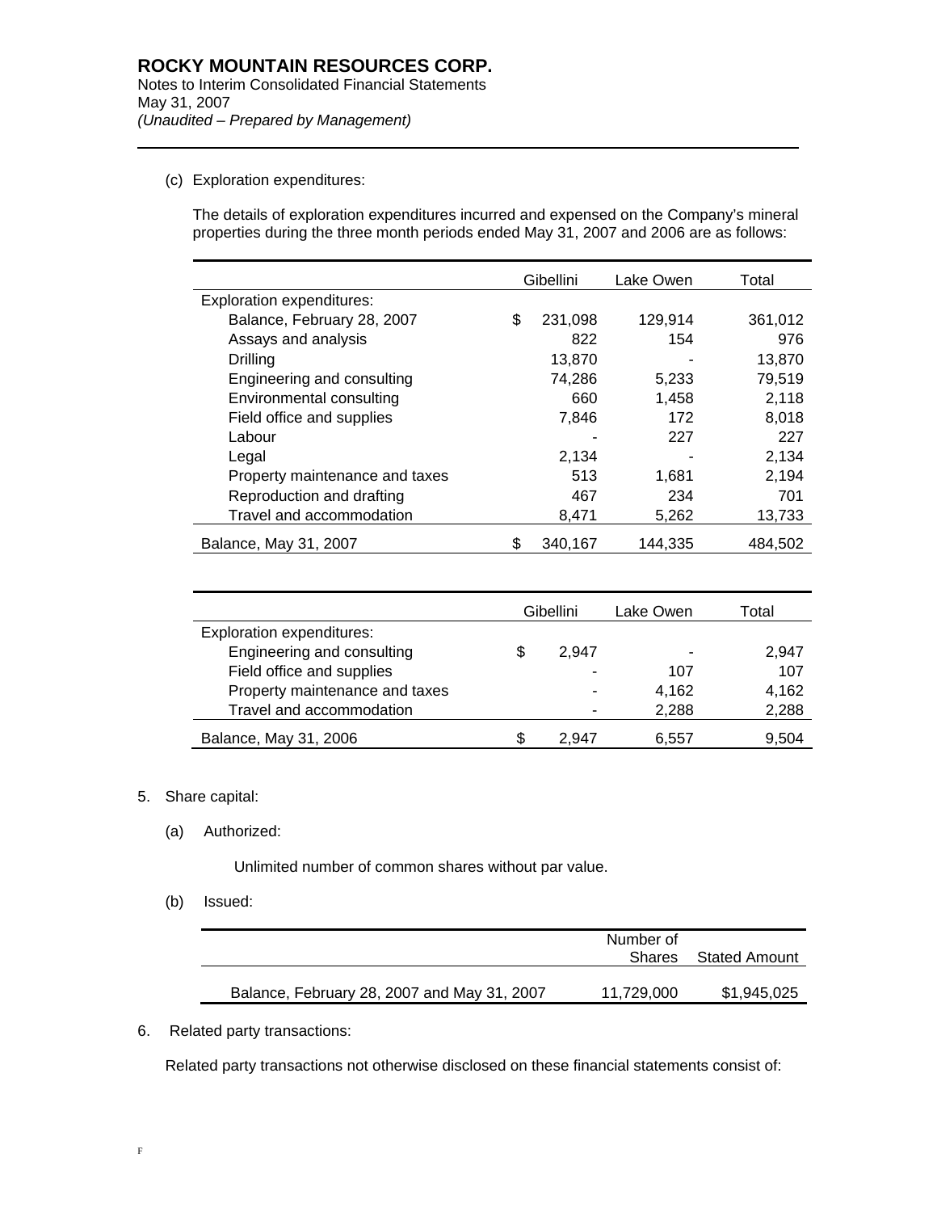(c) Exploration expenditures:

The details of exploration expenditures incurred and expensed on the Company's mineral properties during the three month periods ended May 31, 2007 and 2006 are as follows:

| | Gibellini | Lake Owen | Total |
|---|---|---|---|
| Exploration expenditures: | | | |
| Balance, February 28, 2007 | $ 231,098 | 129,914 | 361,012 |
| Assays and analysis | 822 | 154 | 976 |
| Drilling | 13,870 | - | 13,870 |
| Engineering and consulting | 74,286 | 5,233 | 79,519 |
| Environmental consulting | 660 | 1,458 | 2,118 |
| Field office and supplies | 7,846 | 172 | 8,018 |
| Labour | - | 227 | 227 |
| Legal | 2,134 | - | 2,134 |
| Property maintenance and taxes | 513 | 1,681 | 2,194 |
| Reproduction and drafting | 467 | 234 | 701 |
| Travel and accommodation | 8,471 | 5,262 | 13,733 |
| Balance, May 31, 2007 | $ 340,167 | 144,335 | 484,502 |

| | Gibellini | Lake Owen | Total |
|---|---|---|---|
| Exploration expenditures: | | | |
| Engineering and consulting | $ 2,947 | - | 2,947 |
| Field office and supplies | - | 107 | 107 |
| Property maintenance and taxes | - | 4,162 | 4,162 |
| Travel and accommodation | - | 2,288 | 2,288 |
| Balance, May 31, 2006 | $ 2,947 | 6,557 | 9,504 |

5. Share capital:

(a) Authorized:

Unlimited number of common shares without par value.

(b) Issued:

| | Number of Shares | Stated Amount |
|---|---|---|
| Balance, February 28, 2007 and May 31, 2007 | 11,729,000 | $1,945,025 |

6. Related party transactions:

Related party transactions not otherwise disclosed on these financial statements consist of: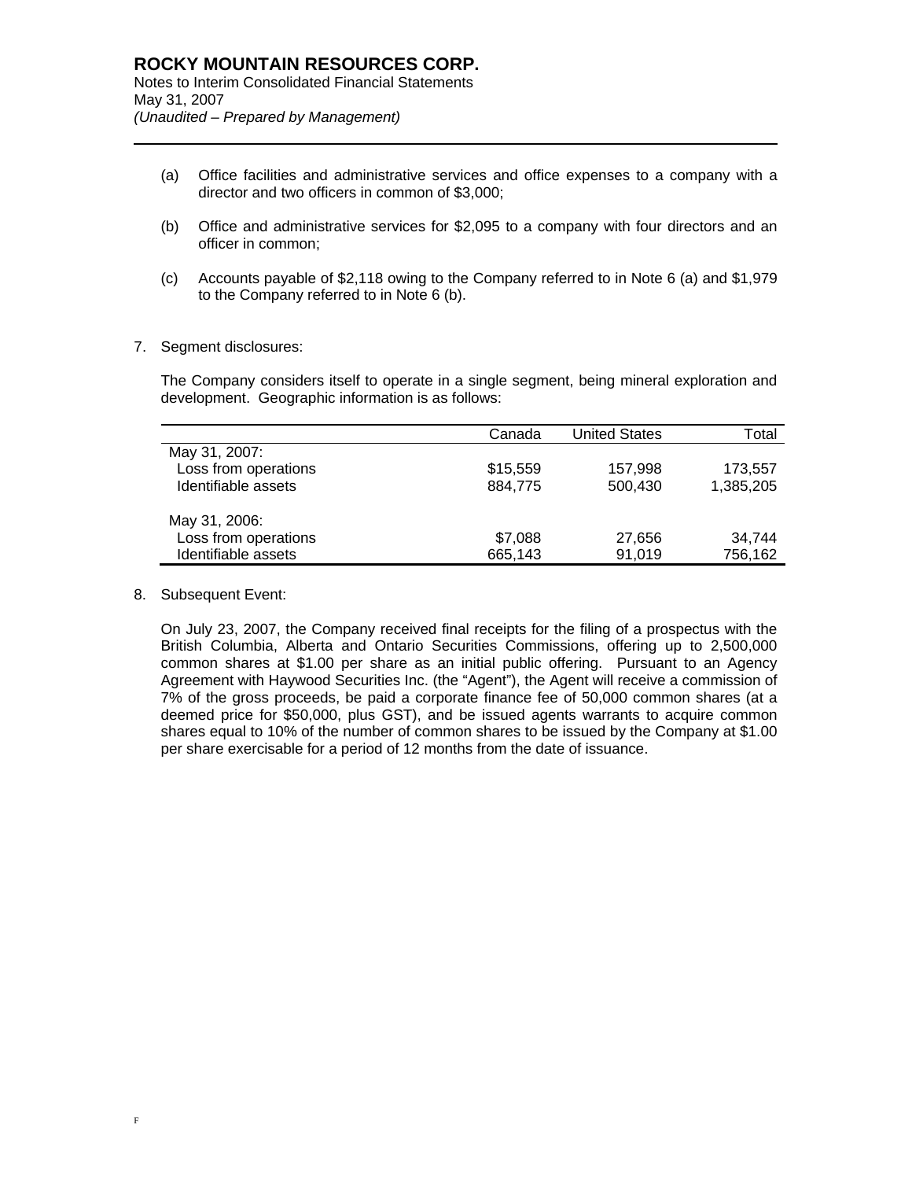(a) Office facilities and administrative services and office expenses to a company with a director and two officers in common of $3,000;

(b) Office and administrative services for $2,095 to a company with four directors and an officer in common;

(c) Accounts payable of $2,118 owing to the Company referred to in Note 6 (a) and $1,979 to the Company referred to in Note 6 (b).

7. Segment disclosures:

The Company considers itself to operate in a single segment, being mineral exploration and development. Geographic information is as follows:

| | Canada | United States | Total |
|---|---|---|---|
| May 31, 2007: | | | |
| Loss from operations | $15,559 | 157,998 | 173,557 |
| Identifiable assets | 884,775 | 500,430 | 1,385,205 |
| May 31, 2006: | | | |
| Loss from operations | $7,088 | 27,656 | 34,744 |
| Identifiable assets | 665,143 | 91,019 | 756,162 |

8. Subsequent Event:

On July 23, 2007, the Company received final receipts for the filing of a prospectus with the British Columbia, Alberta and Ontario Securities Commissions, offering up to 2,500,000 common shares at $1.00 per share as an initial public offering. Pursuant to an Agency Agreement with Haywood Securities Inc. (the "Agent"), the Agent will receive a commission of 7% of the gross proceeds, be paid a corporate finance fee of 50,000 common shares (at a deemed price for $50,000, plus GST), and be issued agents warrants to acquire common shares equal to 10% of the number of common shares to be issued by the Company at $1.00 per share exercisable for a period of 12 months from the date of issuance.